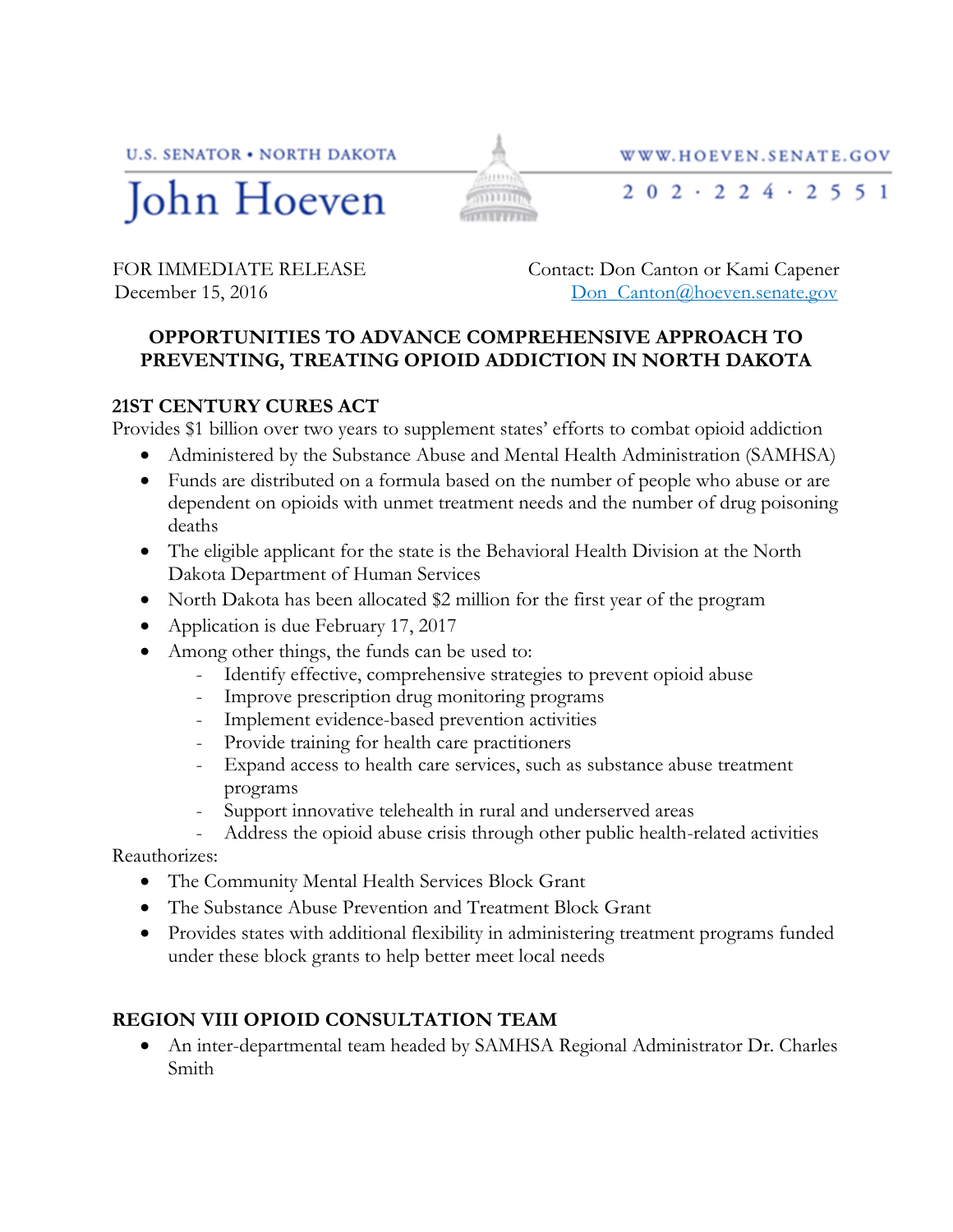U.S. SENATOR • NORTH DAKOTA

John Hoeven

WWW.HOEVEN.SENATE.GOV

202 · 224 · 2551

FOR IMMEDIATE RELEASE
December 15, 2016

Contact: Don Canton or Kami Capener
Don_Canton@hoeven.senate.gov

# OPPORTUNITIES TO ADVANCE COMPREHENSIVE APPROACH TO PREVENTING, TREATING OPIOID ADDICTION IN NORTH DAKOTA

## 21ST CENTURY CURES ACT

Provides $1 billion over two years to supplement states' efforts to combat opioid addiction

- Administered by the Substance Abuse and Mental Health Administration (SAMHSA)
- Funds are distributed on a formula based on the number of people who abuse or are dependent on opioids with unmet treatment needs and the number of drug poisoning deaths
- The eligible applicant for the state is the Behavioral Health Division at the North Dakota Department of Human Services
- North Dakota has been allocated $2 million for the first year of the program
- Application is due February 17, 2017
- Among other things, the funds can be used to:
  - Identify effective, comprehensive strategies to prevent opioid abuse
  - Improve prescription drug monitoring programs
  - Implement evidence-based prevention activities
  - Provide training for health care practitioners
  - Expand access to health care services, such as substance abuse treatment programs
  - Support innovative telehealth in rural and underserved areas
  - Address the opioid abuse crisis through other public health-related activities

Reauthorizes:

- The Community Mental Health Services Block Grant
- The Substance Abuse Prevention and Treatment Block Grant
- Provides states with additional flexibility in administering treatment programs funded under these block grants to help better meet local needs

## REGION VIII OPIOID CONSULTATION TEAM

- An inter-departmental team headed by SAMHSA Regional Administrator Dr. Charles Smith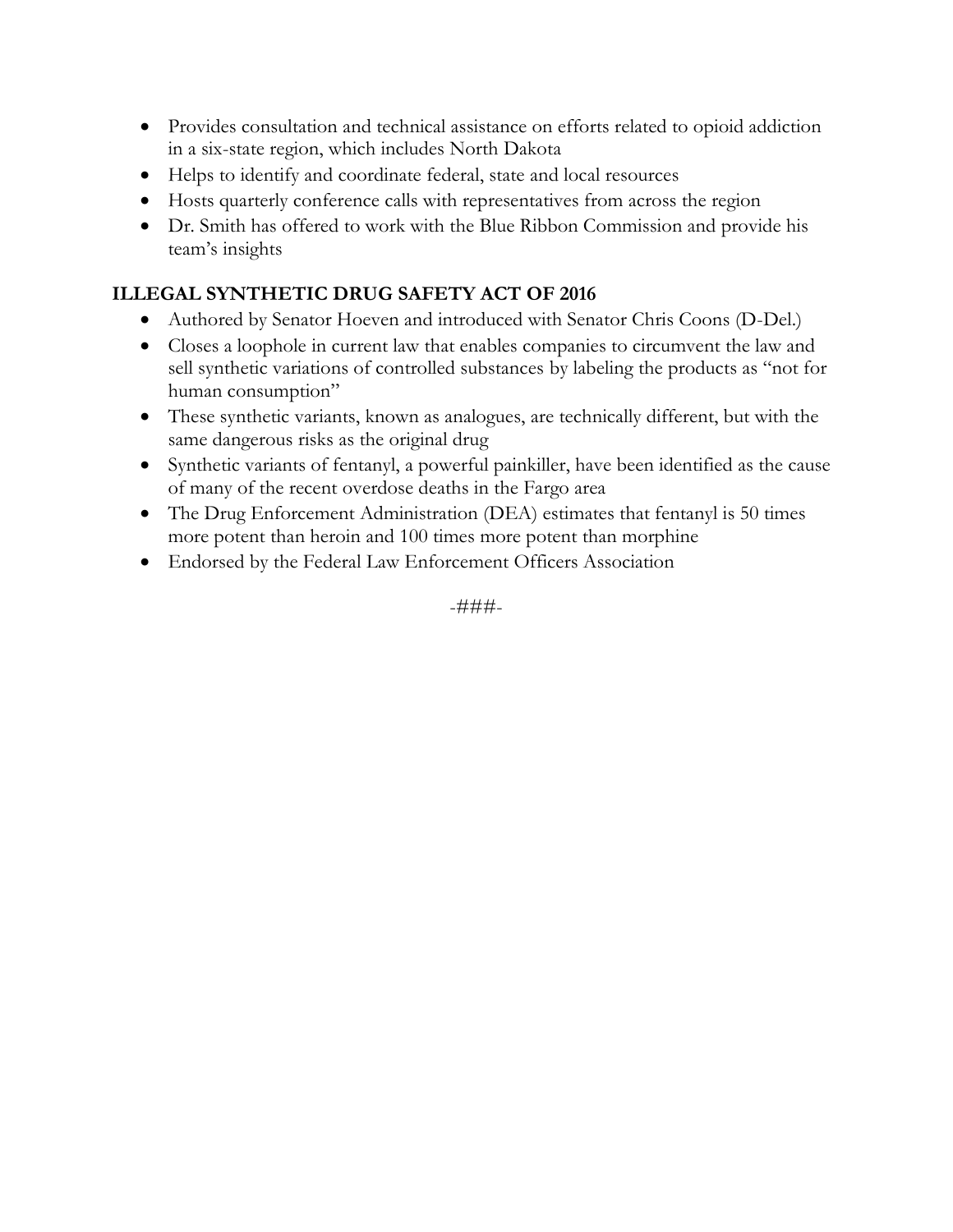- Provides consultation and technical assistance on efforts related to opioid addiction in a six-state region, which includes North Dakota
- Helps to identify and coordinate federal, state and local resources
- Hosts quarterly conference calls with representatives from across the region
- Dr. Smith has offered to work with the Blue Ribbon Commission and provide his team's insights

## ILLEGAL SYNTHETIC DRUG SAFETY ACT OF 2016

- Authored by Senator Hoeven and introduced with Senator Chris Coons (D-Del.)
- Closes a loophole in current law that enables companies to circumvent the law and sell synthetic variations of controlled substances by labeling the products as "not for human consumption"
- These synthetic variants, known as analogues, are technically different, but with the same dangerous risks as the original drug
- Synthetic variants of fentanyl, a powerful painkiller, have been identified as the cause of many of the recent overdose deaths in the Fargo area
- The Drug Enforcement Administration (DEA) estimates that fentanyl is 50 times more potent than heroin and 100 times more potent than morphine
- Endorsed by the Federal Law Enforcement Officers Association

-###-